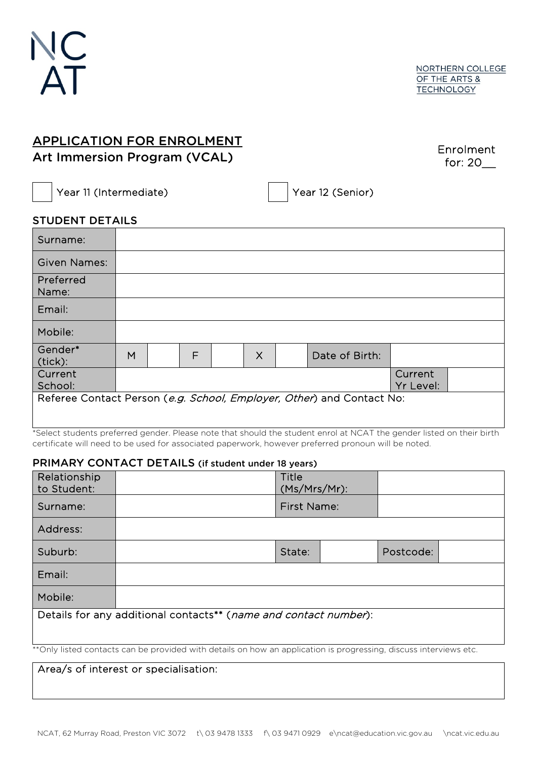NCAT

NORTHERN COLLEGE OF THE ARTS & TECHNOLOGY

# APPLICATION FOR ENROLMENT

## Art Immersion Program (VCAL)

Enrolment for: 20__

☐ Year 11 (Intermediate) ☐ Year 12 (Senior)

### STUDENT DETAILS

| | | | | | | | | | |
|---|---|---|---|---|---|---|---|---|---|
| Surname: | | | | | | | | | |
| Given Names: | | | | | | | | | |
| Preferred Name: | | | | | | | | | |
| Email: | | | | | | | | | |
| Mobile: | | | | | | | | | |
| Gender* (tick): | M | | F | | X | | Date of Birth: | | |
| Current School: | | | | | | | | Current Yr Level: | |
| Referee Contact Person (*e.g. School, Employer, Other*) and Contact No: | | | | | | | | | |

*Select students preferred gender. Please note that should the student enrol at NCAT the gender listed on their birth certificate will need to be used for associated paperwork, however preferred pronoun will be noted.

### PRIMARY CONTACT DETAILS (if student under 18 years)

| | | | | | |
|---|---|---|---|---|---|
| Relationship to Student: | | Title (Ms/Mrs/Mr): | | | |
| Surname: | | First Name: | | | |
| Address: | | | | | |
| Suburb: | | State: | | Postcode: | |
| Email: | | | | | |
| Mobile: | | | | | |
| Details for any additional contacts** (*name and contact number*): | | | | | |

**Only listed contacts can be provided with details on how an application is progressing, discuss interviews etc.

| Area/s of interest or specialisation: |
|---|
| |

NCAT, 62 Murray Road, Preston VIC 3072 t\ 03 9478 1333 f\ 03 9471 0929 e\ncat@education.vic.gov.au \ncat.vic.edu.au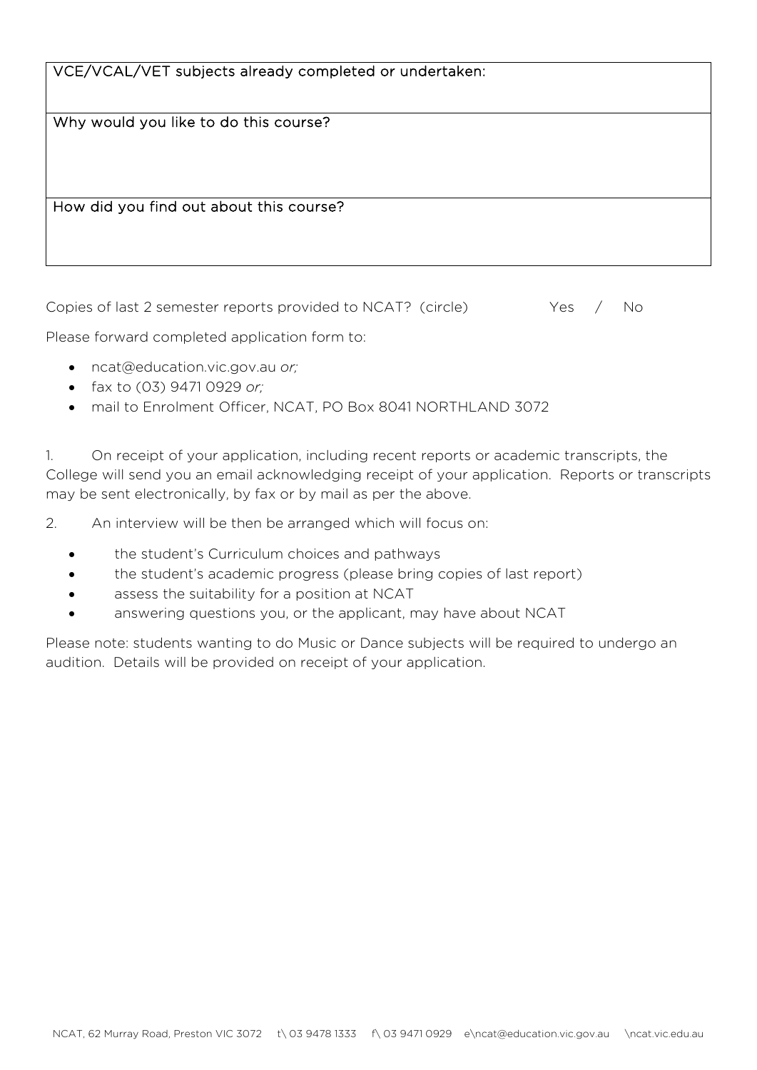| VCE/VCAL/VET subjects already completed or undertaken: |
| --- |
| Why would you like to do this course? |
| How did you find out about this course? |

Copies of last 2 semester reports provided to NCAT? (circle) Yes / No

Please forward completed application form to:

- ncat@education.vic.gov.au *or;*
- fax to (03) 9471 0929 *or;*
- mail to Enrolment Officer, NCAT, PO Box 8041 NORTHLAND 3072

1. On receipt of your application, including recent reports or academic transcripts, the College will send you an email acknowledging receipt of your application. Reports or transcripts may be sent electronically, by fax or by mail as per the above.

2. An interview will be then be arranged which will focus on:
   - the student's Curriculum choices and pathways
   - the student's academic progress (please bring copies of last report)
   - assess the suitability for a position at NCAT
   - answering questions you, or the applicant, may have about NCAT

Please note: students wanting to do Music or Dance subjects will be required to undergo an audition. Details will be provided on receipt of your application.

NCAT, 62 Murray Road, Preston VIC 3072 t\ 03 9478 1333 f\ 03 9471 0929 e\ncat@education.vic.gov.au \ncat.vic.edu.au